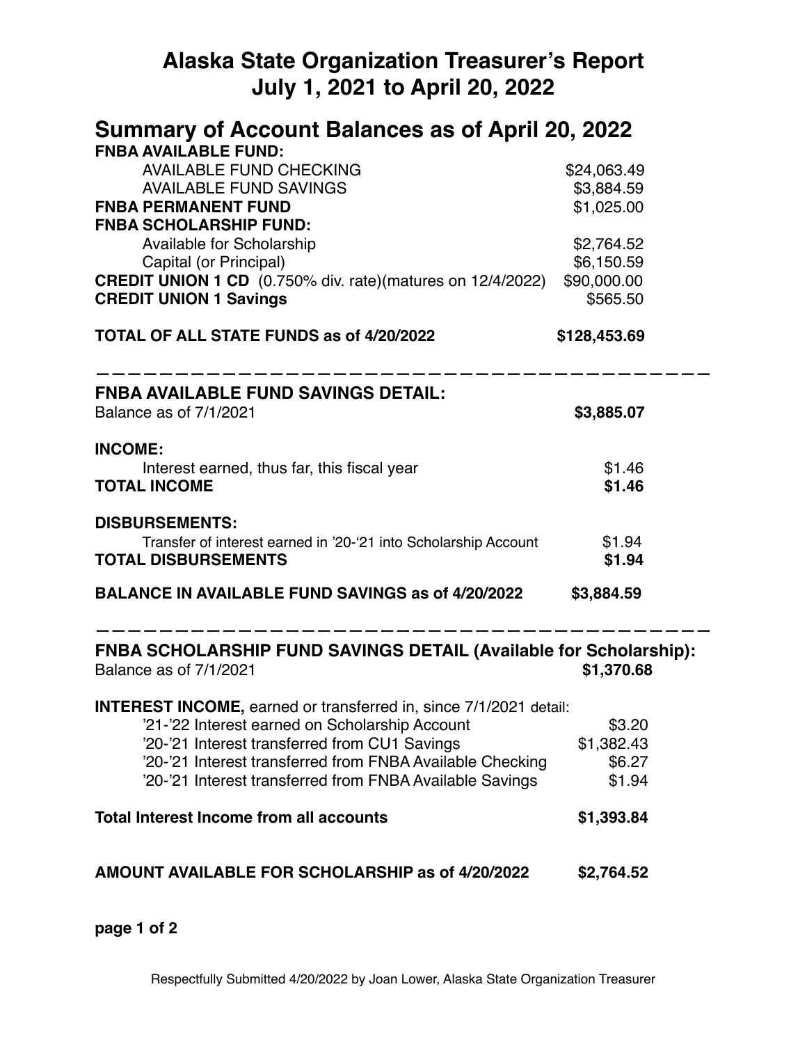# Alaska State Organization Treasurer's Report
# July 1, 2021 to April 20, 2022

## Summary of Account Balances as of April 20, 2022

| | |
|---|---|
| **FNBA AVAILABLE FUND:** | |
| AVAILABLE FUND CHECKING | $24,063.49 |
| AVAILABLE FUND SAVINGS | $3,884.59 |
| **FNBA PERMANENT FUND** | $1,025.00 |
| **FNBA SCHOLARSHIP FUND:** | |
| Available for Scholarship | $2,764.52 |
| Capital (or Principal) | $6,150.59 |
| **CREDIT UNION 1 CD** (0.750% div. rate)(matures on 12/4/2022) | $90,000.00 |
| **CREDIT UNION 1 Savings** | $565.50 |
| **TOTAL OF ALL STATE FUNDS as of 4/20/2022** | **$128,453.69** |

---

## FNBA AVAILABLE FUND SAVINGS DETAIL:

| | |
|---|---|
| Balance as of 7/1/2021 | **$3,885.07** |
| **INCOME:** | |
| Interest earned, thus far, this fiscal year | $1.46 |
| **TOTAL INCOME** | **$1.46** |
| **DISBURSEMENTS:** | |
| Transfer of interest earned in '20-'21 into Scholarship Account | $1.94 |
| **TOTAL DISBURSEMENTS** | **$1.94** |
| **BALANCE IN AVAILABLE FUND SAVINGS as of 4/20/2022** | **$3,884.59** |

---

## FNBA SCHOLARSHIP FUND SAVINGS DETAIL (Available for Scholarship):

| | |
|---|---|
| Balance as of 7/1/2021 | **$1,370.68** |
| **INTEREST INCOME,** earned or transferred in, since 7/1/2021 detail: | |
| '21-'22 Interest earned on Scholarship Account | $3.20 |
| '20-'21 Interest transferred from CU1 Savings | $1,382.43 |
| '20-'21 Interest transferred from FNBA Available Checking | $6.27 |
| '20-'21 Interest transferred from FNBA Available Savings | $1.94 |
| **Total Interest Income from all accounts** | **$1,393.84** |
| **AMOUNT AVAILABLE FOR SCHOLARSHIP as of 4/20/2022** | **$2,764.52** |

Respectfully Submitted 4/20/2022 by Joan Lower, Alaska State Organization Treasurer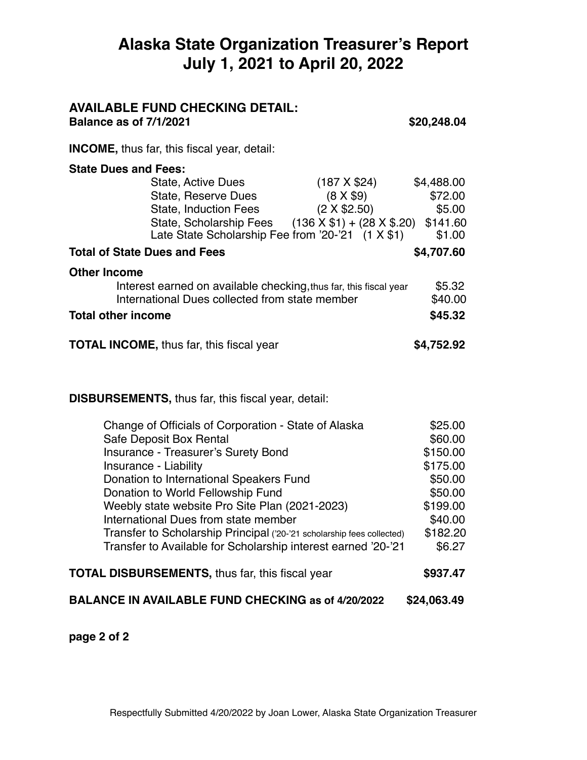# Alaska State Organization Treasurer's Report
# July 1, 2021 to April 20, 2022

## AVAILABLE FUND CHECKING DETAIL:

**Balance as of 7/1/2021** **$20,248.04**

**INCOME,** thus far, this fiscal year, detail:

**State Dues and Fees:**

| | | |
|---|---|---|
| State, Active Dues | (187 X $24) | $4,488.00 |
| State, Reserve Dues | (8 X $9) | $72.00 |
| State, Induction Fees | (2 X $2.50) | $5.00 |
| State, Scholarship Fees | (136 X $1) + (28 X $.20) | $141.60 |
| Late State Scholarship Fee from '20-'21 | (1 X $1) | $1.00 |
| **Total of State Dues and Fees** | | **$4,707.60** |

**Other Income**

| | |
|---|---|
| Interest earned on available checking, thus far, this fiscal year | $5.32 |
| International Dues collected from state member | $40.00 |
| **Total other income** | **$45.32** |

**TOTAL INCOME,** thus far, this fiscal year **$4,752.92**

**DISBURSEMENTS,** thus far, this fiscal year, detail:

| | |
|---|---|
| Change of Officials of Corporation - State of Alaska | $25.00 |
| Safe Deposit Box Rental | $60.00 |
| Insurance - Treasurer's Surety Bond | $150.00 |
| Insurance - Liability | $175.00 |
| Donation to International Speakers Fund | $50.00 |
| Donation to World Fellowship Fund | $50.00 |
| Weebly state website Pro Site Plan (2021-2023) | $199.00 |
| International Dues from state member | $40.00 |
| Transfer to Scholarship Principal ('20-'21 scholarship fees collected) | $182.20 |
| Transfer to Available for Scholarship interest earned '20-'21 | $6.27 |

**TOTAL DISBURSEMENTS,** thus far, this fiscal year **$937.47**

**BALANCE IN AVAILABLE FUND CHECKING as of 4/20/2022** **$24,063.49**

Respectfully Submitted 4/20/2022 by Joan Lower, Alaska State Organization Treasurer